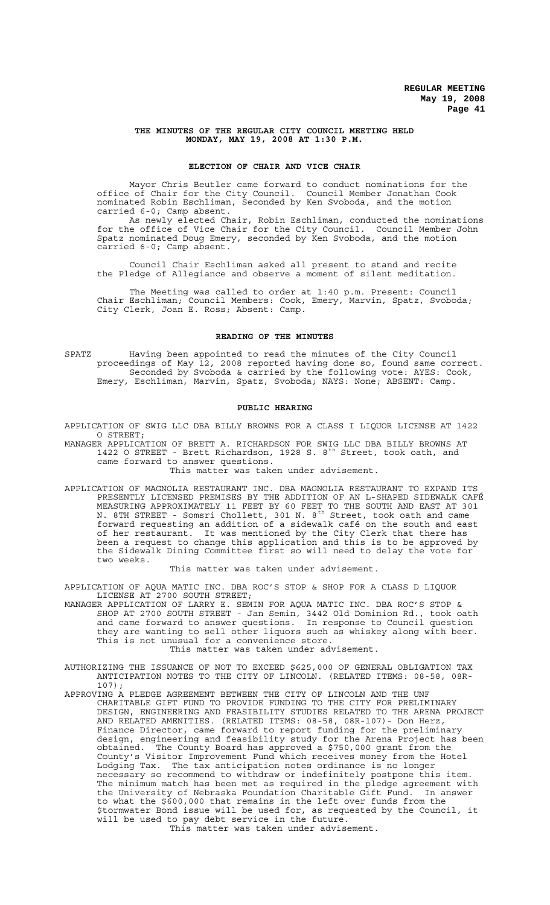# THE MINUTES OF THE REGULAR CITY COUNCIL MEETING HELD MONDAY, MAY 19, 2008 AT 1:30 P.M.

## ELECTION OF CHAIR AND VICE CHAIR

Mayor Chris Beutler came forward to conduct nominations for the office of Chair for the City Council. Council Member Jonathan Cook nominated Robin Eschliman, Seconded by Ken Svoboda, and the motion carried 6-0; Camp absent.

As newly elected Chair, Robin Eschliman, conducted the nominations for the office of Vice Chair for the City Council. Council Member John Spatz nominated Doug Emery, seconded by Ken Svoboda, and the motion carried 6-0; Camp absent.

Council Chair Eschliman asked all present to stand and recite the Pledge of Allegiance and observe a moment of silent meditation.

The Meeting was called to order at 1:40 p.m. Present: Council Chair Eschliman; Council Members: Cook, Emery, Marvin, Spatz, Svoboda; City Clerk, Joan E. Ross; Absent: Camp.

## READING OF THE MINUTES

SPATZ Having been appointed to read the minutes of the City Council proceedings of May 12, 2008 reported having done so, found same correct. Seconded by Svoboda & carried by the following vote: AYES: Cook, Emery, Eschliman, Marvin, Spatz, Svoboda; NAYS: None; ABSENT: Camp.

## PUBLIC HEARING

APPLICATION OF SWIG LLC DBA BILLY BROWNS FOR A CLASS I LIQUOR LICENSE AT 1422 O STREET;

MANAGER APPLICATION OF BRETT A. RICHARDSON FOR SWIG LLC DBA BILLY BROWNS AT 1422 O STREET - Brett Richardson, 1928 S. 8th Street, took oath, and came forward to answer questions.

This matter was taken under advisement.

APPLICATION OF MAGNOLIA RESTAURANT INC. DBA MAGNOLIA RESTAURANT TO EXPAND ITS PRESENTLY LICENSED PREMISES BY THE ADDITION OF AN L-SHAPED SIDEWALK CAFÉ MEASURING APPROXIMATELY 11 FEET BY 60 FEET TO THE SOUTH AND EAST AT 301 N. 8TH STREET - Somsri Chollett, 301 N. 8th Street, took oath and came forward requesting an addition of a sidewalk café on the south and east of her restaurant. It was mentioned by the City Clerk that there has been a request to change this application and this is to be approved by the Sidewalk Dining Committee first so will need to delay the vote for two weeks.

This matter was taken under advisement.

APPLICATION OF AQUA MATIC INC. DBA ROC'S STOP & SHOP FOR A CLASS D LIQUOR LICENSE AT 2700 SOUTH STREET;

MANAGER APPLICATION OF LARRY E. SEMIN FOR AQUA MATIC INC. DBA ROC'S STOP & SHOP AT 2700 SOUTH STREET - Jan Semin, 3442 Old Dominion Rd., took oath and came forward to answer questions. In response to Council question they are wanting to sell other liquors such as whiskey along with beer. This is not unusual for a convenience store.

This matter was taken under advisement.

AUTHORIZING THE ISSUANCE OF NOT TO EXCEED $625,000 OF GENERAL OBLIGATION TAX ANTICIPATION NOTES TO THE CITY OF LINCOLN. (RELATED ITEMS: 08-58, 08R-107);

APPROVING A PLEDGE AGREEMENT BETWEEN THE CITY OF LINCOLN AND THE UNF CHARITABLE GIFT FUND TO PROVIDE FUNDING TO THE CITY FOR PRELIMINARY DESIGN, ENGINEERING AND FEASIBILITY STUDIES RELATED TO THE ARENA PROJECT AND RELATED AMENITIES. (RELATED ITEMS: 08-58, 08R-107)- Don Herz, Finance Director, came forward to report funding for the preliminary design, engineering and feasibility study for the Arena Project has been obtained. The County Board has approved a $750,000 grant from the County's Visitor Improvement Fund which receives money from the Hotel Lodging Tax. The tax anticipation notes ordinance is no longer necessary so recommend to withdraw or indefinitely postpone this item. The minimum match has been met as required in the pledge agreement with the University of Nebraska Foundation Charitable Gift Fund. In answer to what the $600,000 that remains in the left over funds from the $tormwater Bond issue will be used for, as requested by the Council, it will be used to pay debt service in the future.

This matter was taken under advisement.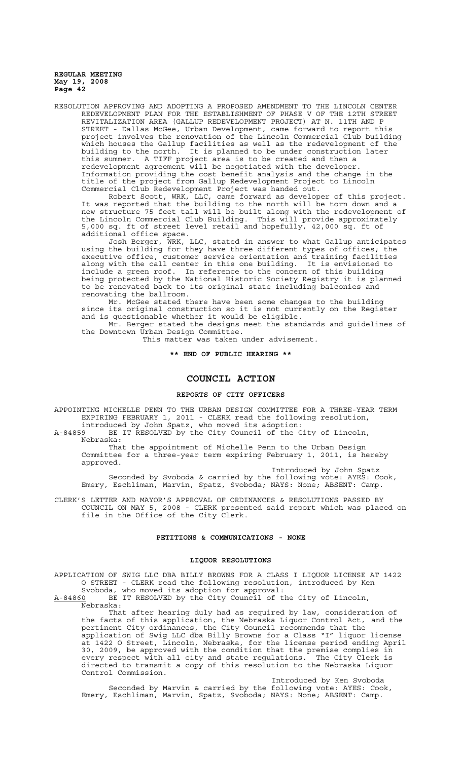RESOLUTION APPROVING AND ADOPTING A PROPOSED AMENDMENT TO THE LINCOLN CENTER REDEVELOPMENT PLAN FOR THE ESTABLISHMENT OF PHASE V OF THE 12TH STREET REVITALIZATION AREA (GALLUP REDEVELOPMENT PROJECT) AT N. 11TH AND P STREET - Dallas McGee, Urban Development, came forward to report this project involves the renovation of the Lincoln Commercial Club building which houses the Gallup facilities as well as the redevelopment of the building to the north. It is planned to be under construction later this summer. A TIFF project area is to be created and then a redevelopment agreement will be negotiated with the developer. Information providing the cost benefit analysis and the change in the title of the project from Gallup Redevelopment Project to Lincoln Commercial Club Redevelopment Project was handed out.

Robert Scott, WRK, LLC, came forward as developer of this project. It was reported that the building to the north will be torn down and a new structure 75 feet tall will be built along with the redevelopment of the Lincoln Commercial Club Building. This will provide approximately 5,000 sq. ft of street level retail and hopefully, 42,000 sq. ft of additional office space.

Josh Berger, WRK, LLC, stated in answer to what Gallup anticipates using the building for they have three different types of offices; the executive office, customer service orientation and training facilities along with the call center in this one building. It is envisioned to include a green roof. In reference to the concern of this building being protected by the National Historic Society Registry it is planned to be renovated back to its original state including balconies and renovating the ballroom.

Mr. McGee stated there have been some changes to the building since its original construction so it is not currently on the Register and is questionable whether it would be eligible.

Mr. Berger stated the designs meet the standards and guidelines of the Downtown Urban Design Committee.

This matter was taken under advisement.

**\*\* END OF PUBLIC HEARING \*\***

# COUNCIL ACTION

## REPORTS OF CITY OFFICERS

APPOINTING MICHELLE PENN TO THE URBAN DESIGN COMMITTEE FOR A THREE-YEAR TERM EXPIRING FEBRUARY 1, 2011 - CLERK read the following resolution, introduced by John Spatz, who moved its adoption:

A-84859 BE IT RESOLVED by the City Council of the City of Lincoln, Nebraska:

That the appointment of Michelle Penn to the Urban Design Committee for a three-year term expiring February 1, 2011, is hereby approved.

Introduced by John Spatz

Seconded by Svoboda & carried by the following vote: AYES: Cook, Emery, Eschliman, Marvin, Spatz, Svoboda; NAYS: None; ABSENT: Camp.

CLERK'S LETTER AND MAYOR'S APPROVAL OF ORDINANCES & RESOLUTIONS PASSED BY COUNCIL ON MAY 5, 2008 - CLERK presented said report which was placed on file in the Office of the City Clerk.

## PETITIONS & COMMUNICATIONS - NONE

## LIQUOR RESOLUTIONS

APPLICATION OF SWIG LLC DBA BILLY BROWNS FOR A CLASS I LIQUOR LICENSE AT 1422 O STREET - CLERK read the following resolution, introduced by Ken Svoboda, who moved its adoption for approval:

A-84860 BE IT RESOLVED by the City Council of the City of Lincoln, Nebraska:

That after hearing duly had as required by law, consideration of the facts of this application, the Nebraska Liquor Control Act, and the pertinent City ordinances, the City Council recommends that the application of Swig LLC dba Billy Browns for a Class "I" liquor license at 1422 O Street, Lincoln, Nebraska, for the license period ending April 30, 2009, be approved with the condition that the premise complies in every respect with all city and state regulations. The City Clerk is directed to transmit a copy of this resolution to the Nebraska Liquor Control Commission.

Introduced by Ken Svoboda

Seconded by Marvin & carried by the following vote: AYES: Cook, Emery, Eschliman, Marvin, Spatz, Svoboda; NAYS: None; ABSENT: Camp.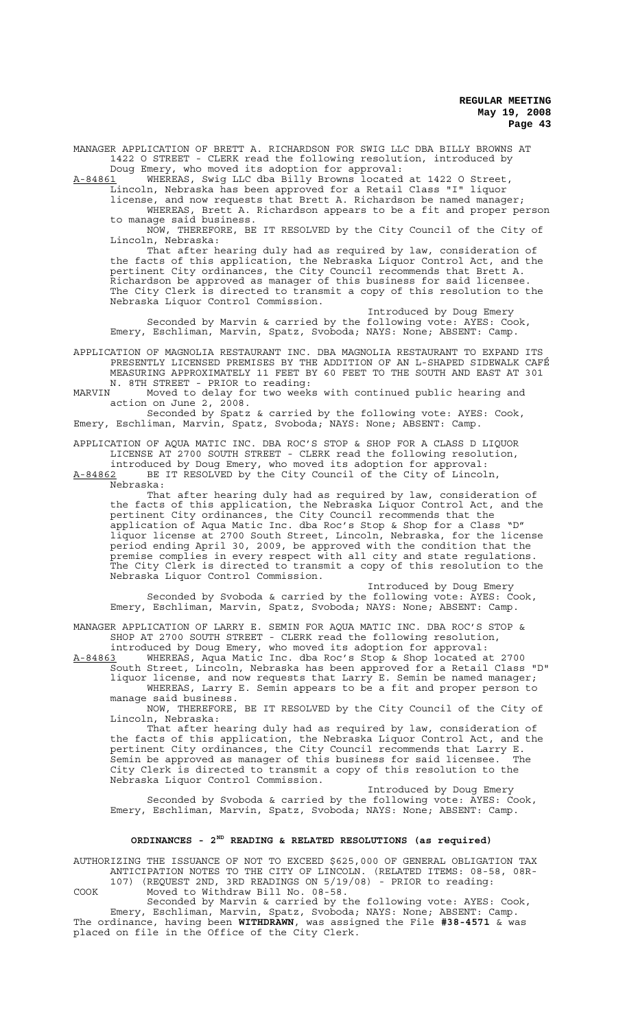MANAGER APPLICATION OF BRETT A. RICHARDSON FOR SWIG LLC DBA BILLY BROWNS AT 1422 O STREET - CLERK read the following resolution, introduced by Doug Emery, who moved its adoption for approval:

A-84861 WHEREAS, Swig LLC dba Billy Browns located at 1422 O Street, Lincoln, Nebraska has been approved for a Retail Class "I" liquor license, and now requests that Brett A. Richardson be named manager;

WHEREAS, Brett A. Richardson appears to be a fit and proper person to manage said business.

NOW, THEREFORE, BE IT RESOLVED by the City Council of the City of Lincoln, Nebraska:

That after hearing duly had as required by law, consideration of the facts of this application, the Nebraska Liquor Control Act, and the pertinent City ordinances, the City Council recommends that Brett A. Richardson be approved as manager of this business for said licensee. The City Clerk is directed to transmit a copy of this resolution to the Nebraska Liquor Control Commission.

Introduced by Doug Emery

Seconded by Marvin & carried by the following vote: AYES: Cook, Emery, Eschliman, Marvin, Spatz, Svoboda; NAYS: None; ABSENT: Camp.

APPLICATION OF MAGNOLIA RESTAURANT INC. DBA MAGNOLIA RESTAURANT TO EXPAND ITS PRESENTLY LICENSED PREMISES BY THE ADDITION OF AN L-SHAPED SIDEWALK CAFÉ MEASURING APPROXIMATELY 11 FEET BY 60 FEET TO THE SOUTH AND EAST AT 301 N. 8TH STREET - PRIOR to reading:

MARVIN Moved to delay for two weeks with continued public hearing and action on June 2, 2008.

Seconded by Spatz & carried by the following vote: AYES: Cook, Emery, Eschliman, Marvin, Spatz, Svoboda; NAYS: None; ABSENT: Camp.

APPLICATION OF AQUA MATIC INC. DBA ROC'S STOP & SHOP FOR A CLASS D LIQUOR LICENSE AT 2700 SOUTH STREET - CLERK read the following resolution, introduced by Doug Emery, who moved its adoption for approval:

A-84862 BE IT RESOLVED by the City Council of the City of Lincoln, Nebraska:

That after hearing duly had as required by law, consideration of the facts of this application, the Nebraska Liquor Control Act, and the pertinent City ordinances, the City Council recommends that the application of Aqua Matic Inc. dba Roc's Stop & Shop for a Class "D" liquor license at 2700 South Street, Lincoln, Nebraska, for the license period ending April 30, 2009, be approved with the condition that the premise complies in every respect with all city and state regulations. The City Clerk is directed to transmit a copy of this resolution to the Nebraska Liquor Control Commission.

Introduced by Doug Emery

Seconded by Svoboda & carried by the following vote: AYES: Cook, Emery, Eschliman, Marvin, Spatz, Svoboda; NAYS: None; ABSENT: Camp.

MANAGER APPLICATION OF LARRY E. SEMIN FOR AQUA MATIC INC. DBA ROC'S STOP & SHOP AT 2700 SOUTH STREET - CLERK read the following resolution, introduced by Doug Emery, who moved its adoption for approval:

A-84863 WHEREAS, Aqua Matic Inc. dba Roc's Stop & Shop located at 2700 South Street, Lincoln, Nebraska has been approved for a Retail Class "D" liquor license, and now requests that Larry E. Semin be named manager;

WHEREAS, Larry E. Semin appears to be a fit and proper person to manage said business.

NOW, THEREFORE, BE IT RESOLVED by the City Council of the City of Lincoln, Nebraska:

That after hearing duly had as required by law, consideration of the facts of this application, the Nebraska Liquor Control Act, and the pertinent City ordinances, the City Council recommends that Larry E. Semin be approved as manager of this business for said licensee. The City Clerk is directed to transmit a copy of this resolution to the Nebraska Liquor Control Commission.

Introduced by Doug Emery

Seconded by Svoboda & carried by the following vote: AYES: Cook, Emery, Eschliman, Marvin, Spatz, Svoboda; NAYS: None; ABSENT: Camp.

## ORDINANCES - 2ND READING & RELATED RESOLUTIONS (as required)

AUTHORIZING THE ISSUANCE OF NOT TO EXCEED $625,000 OF GENERAL OBLIGATION TAX ANTICIPATION NOTES TO THE CITY OF LINCOLN. (RELATED ITEMS: 08-58, 08R-107) (REQUEST 2ND, 3RD READINGS ON 5/19/08) - PRIOR to reading:

COOK Moved to Withdraw Bill No. 08-58.

Seconded by Marvin & carried by the following vote: AYES: Cook, Emery, Eschliman, Marvin, Spatz, Svoboda; NAYS: None; ABSENT: Camp.

The ordinance, having been **WITHDRAWN**, was assigned the File **#38-4571** & was placed on file in the Office of the City Clerk.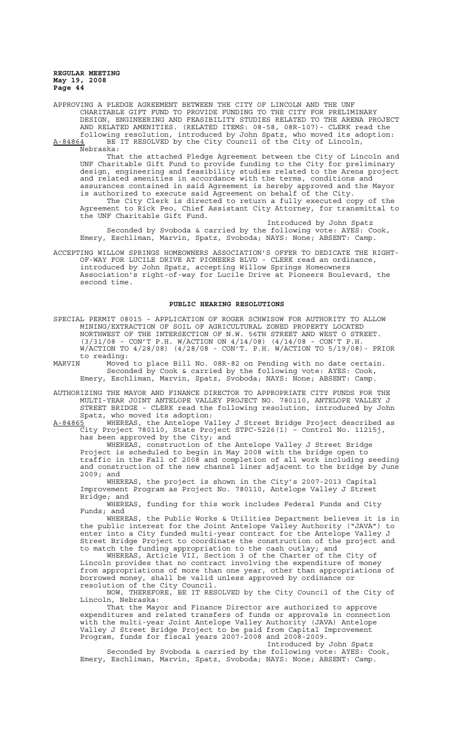APPROVING A PLEDGE AGREEMENT BETWEEN THE CITY OF LINCOLN AND THE UNF CHARITABLE GIFT FUND TO PROVIDE FUNDING TO THE CITY FOR PRELIMINARY DESIGN, ENGINEERING AND FEASIBILITY STUDIES RELATED TO THE ARENA PROJECT AND RELATED AMENITIES. (RELATED ITEMS: 08-58, 08R-107)- CLERK read the following resolution, introduced by John Spatz, who moved its adoption:

A-84864 BE IT RESOLVED by the City Council of the City of Lincoln, Nebraska:

That the attached Pledge Agreement between the City of Lincoln and UNF Charitable Gift Fund to provide funding to the City for preliminary design, engineering and feasibility studies related to the Arena project and related amenities in accordance with the terms, conditions and assurances contained in said Agreement is hereby approved and the Mayor is authorized to execute said Agreement on behalf of the City.

The City Clerk is directed to return a fully executed copy of the Agreement to Rick Peo, Chief Assistant City Attorney, for transmittal to the UNF Charitable Gift Fund.

Introduced by John Spatz

Seconded by Svoboda & carried by the following vote: AYES: Cook, Emery, Eschliman, Marvin, Spatz, Svoboda; NAYS: None; ABSENT: Camp.

ACCEPTING WILLOW SPRINGS HOMEOWNERS ASSOCIATION'S OFFER TO DEDICATE THE RIGHT-OF-WAY FOR LUCILE DRIVE AT PIONEERS BLVD - CLERK read an ordinance, introduced by John Spatz, accepting Willow Springs Homeowners Association's right-of-way for Lucile Drive at Pioneers Boulevard, the second time.

## PUBLIC HEARING RESOLUTIONS

SPECIAL PERMIT 08015 - APPLICATION OF ROGER SCHWISOW FOR AUTHORITY TO ALLOW MINING/EXTRACTION OF SOIL OF AGRICULTURAL ZONED PROPERTY LOCATED NORTHWEST OF THE INTERSECTION OF N.W. 56TH STREET AND WEST O STREET. (3/31/08 - CON'T P.H. W/ACTION ON 4/14/08) (4/14/08 - CON'T P.H. W/ACTION TO 4/28/08) (4/28/08 - CON'T. P.H. W/ACTION TO 5/19/08)- PRIOR to reading:

MARVIN Moved to place Bill No. 08R-82 on Pending with no date certain.

Seconded by Cook & carried by the following vote: AYES: Cook, Emery, Eschliman, Marvin, Spatz, Svoboda; NAYS: None; ABSENT: Camp.

AUTHORIZING THE MAYOR AND FINANCE DIRECTOR TO APPROPRIATE CITY FUNDS FOR THE MULTI-YEAR JOINT ANTELOPE VALLEY PROJECT NO. 780110, ANTELOPE VALLEY J STREET BRIDGE - CLERK read the following resolution, introduced by John Spatz, who moved its adoption:

A-84865 WHEREAS, the Antelope Valley J Street Bridge Project described as City Project 780110, State Project STPC-5226(1) – Control No. 11215j, has been approved by the City; and

WHEREAS, construction of the Antelope Valley J Street Bridge Project is scheduled to begin in May 2008 with the bridge open to traffic in the Fall of 2008 and completion of all work including seeding and construction of the new channel liner adjacent to the bridge by June 2009; and

WHEREAS, the project is shown in the City's 2007-2013 Capital Improvement Program as Project No. 780110, Antelope Valley J Street Bridge; and

WHEREAS, funding for this work includes Federal Funds and City Funds; and

WHEREAS, the Public Works & Utilities Department believes it is in the public interest for the Joint Antelope Valley Authority ("JAVA") to enter into a City funded multi-year contract for the Antelope Valley J Street Bridge Project to coordinate the construction of the project and to match the funding appropriation to the cash outlay; and

WHEREAS, Article VII, Section 3 of the Charter of the City of Lincoln provides that no contract involving the expenditure of money from appropriations of more than one year, other than appropriations of borrowed money, shall be valid unless approved by ordinance or resolution of the City Council.

NOW, THEREFORE, BE IT RESOLVED by the City Council of the City of Lincoln, Nebraska:

That the Mayor and Finance Director are authorized to approve expenditures and related transfers of funds or approvals in connection with the multi-year Joint Antelope Valley Authority (JAVA) Antelope Valley J Street Bridge Project to be paid from Capital Improvement Program, funds for fiscal years 2007-2008 and 2008-2009.

Introduced by John Spatz

Seconded by Svoboda & carried by the following vote: AYES: Cook, Emery, Eschliman, Marvin, Spatz, Svoboda; NAYS: None; ABSENT: Camp.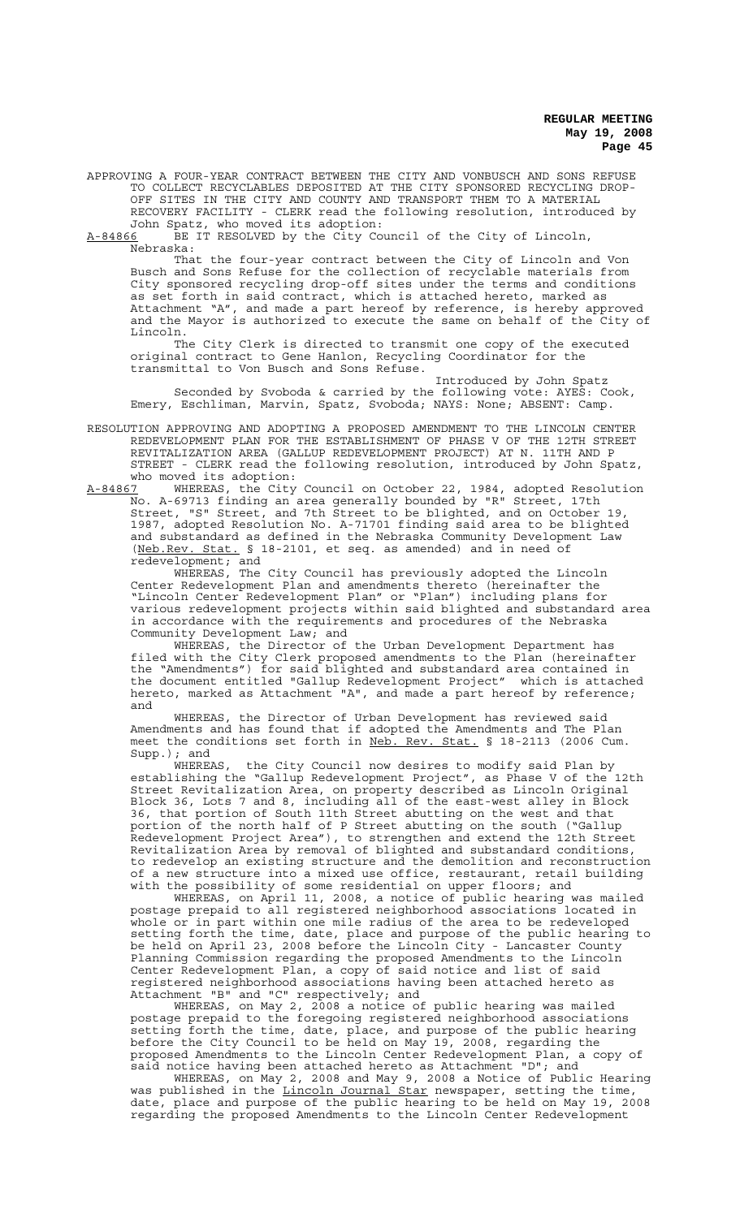APPROVING A FOUR-YEAR CONTRACT BETWEEN THE CITY AND VONBUSCH AND SONS REFUSE TO COLLECT RECYCLABLES DEPOSITED AT THE CITY SPONSORED RECYCLING DROP-OFF SITES IN THE CITY AND COUNTY AND TRANSPORT THEM TO A MATERIAL RECOVERY FACILITY - CLERK read the following resolution, introduced by John Spatz, who moved its adoption:

A-84866 BE IT RESOLVED by the City Council of the City of Lincoln, Nebraska:

That the four-year contract between the City of Lincoln and Von Busch and Sons Refuse for the collection of recyclable materials from City sponsored recycling drop-off sites under the terms and conditions as set forth in said contract, which is attached hereto, marked as Attachment "A", and made a part hereof by reference, is hereby approved and the Mayor is authorized to execute the same on behalf of the City of Lincoln.

The City Clerk is directed to transmit one copy of the executed original contract to Gene Hanlon, Recycling Coordinator for the transmittal to Von Busch and Sons Refuse.

Introduced by John Spatz

Seconded by Svoboda & carried by the following vote: AYES: Cook, Emery, Eschliman, Marvin, Spatz, Svoboda; NAYS: None; ABSENT: Camp.

RESOLUTION APPROVING AND ADOPTING A PROPOSED AMENDMENT TO THE LINCOLN CENTER REDEVELOPMENT PLAN FOR THE ESTABLISHMENT OF PHASE V OF THE 12TH STREET REVITALIZATION AREA (GALLUP REDEVELOPMENT PROJECT) AT N. 11TH AND P STREET - CLERK read the following resolution, introduced by John Spatz, who moved its adoption:

A-84867 WHEREAS, the City Council on October 22, 1984, adopted Resolution No. A-69713 finding an area generally bounded by "R" Street, 17th Street, "S" Street, and 7th Street to be blighted, and on October 19, 1987, adopted Resolution No. A-71701 finding said area to be blighted and substandard as defined in the Nebraska Community Development Law (Neb.Rev. Stat. § 18-2101, et seq. as amended) and in need of redevelopment; and

WHEREAS, The City Council has previously adopted the Lincoln Center Redevelopment Plan and amendments thereto (hereinafter the "Lincoln Center Redevelopment Plan" or "Plan") including plans for various redevelopment projects within said blighted and substandard area in accordance with the requirements and procedures of the Nebraska Community Development Law; and

WHEREAS, the Director of the Urban Development Department has filed with the City Clerk proposed amendments to the Plan (hereinafter the "Amendments") for said blighted and substandard area contained in the document entitled "Gallup Redevelopment Project" which is attached hereto, marked as Attachment "A", and made a part hereof by reference; and

WHEREAS, the Director of Urban Development has reviewed said Amendments and has found that if adopted the Amendments and The Plan meet the conditions set forth in Neb. Rev. Stat. § 18-2113 (2006 Cum. Supp.); and

WHEREAS, the City Council now desires to modify said Plan by establishing the "Gallup Redevelopment Project", as Phase V of the 12th Street Revitalization Area, on property described as Lincoln Original Block 36, Lots 7 and 8, including all of the east-west alley in Block 36, that portion of South 11th Street abutting on the west and that portion of the north half of P Street abutting on the south ("Gallup Redevelopment Project Area"), to strengthen and extend the 12th Street Revitalization Area by removal of blighted and substandard conditions, to redevelop an existing structure and the demolition and reconstruction of a new structure into a mixed use office, restaurant, retail building with the possibility of some residential on upper floors; and

WHEREAS, on April 11, 2008, a notice of public hearing was mailed postage prepaid to all registered neighborhood associations located in whole or in part within one mile radius of the area to be redeveloped setting forth the time, date, place and purpose of the public hearing to be held on April 23, 2008 before the Lincoln City - Lancaster County Planning Commission regarding the proposed Amendments to the Lincoln Center Redevelopment Plan, a copy of said notice and list of said registered neighborhood associations having been attached hereto as Attachment "B" and "C" respectively; and

WHEREAS, on May 2, 2008 a notice of public hearing was mailed postage prepaid to the foregoing registered neighborhood associations setting forth the time, date, place, and purpose of the public hearing before the City Council to be held on May 19, 2008, regarding the proposed Amendments to the Lincoln Center Redevelopment Plan, a copy of said notice having been attached hereto as Attachment "D"; and

WHEREAS, on May 2, 2008 and May 9, 2008 a Notice of Public Hearing was published in the Lincoln Journal Star newspaper, setting the time, date, place and purpose of the public hearing to be held on May 19, 2008 regarding the proposed Amendments to the Lincoln Center Redevelopment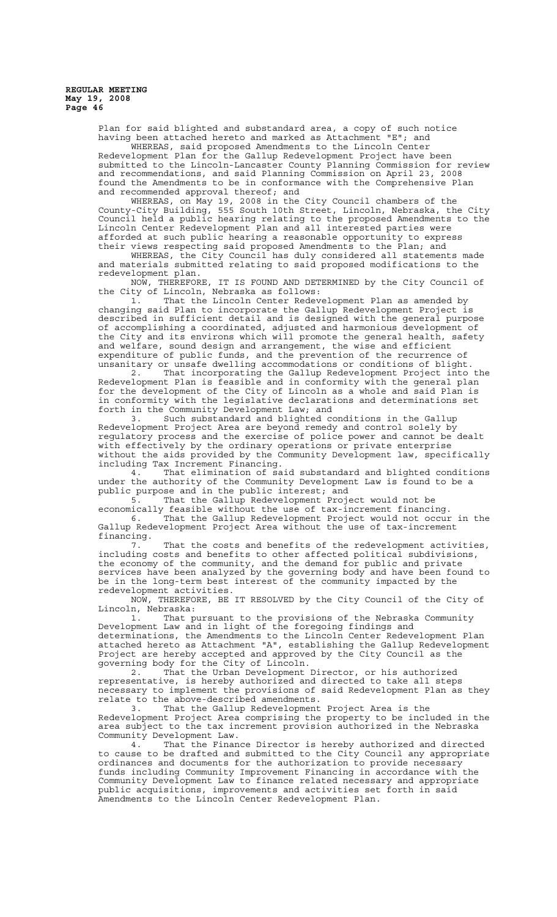Plan for said blighted and substandard area, a copy of such notice having been attached hereto and marked as Attachment "E"; and

WHEREAS, said proposed Amendments to the Lincoln Center Redevelopment Plan for the Gallup Redevelopment Project have been submitted to the Lincoln-Lancaster County Planning Commission for review and recommendations, and said Planning Commission on April 23, 2008 found the Amendments to be in conformance with the Comprehensive Plan and recommended approval thereof; and

WHEREAS, on May 19, 2008 in the City Council chambers of the County-City Building, 555 South 10th Street, Lincoln, Nebraska, the City Council held a public hearing relating to the proposed Amendments to the Lincoln Center Redevelopment Plan and all interested parties were afforded at such public hearing a reasonable opportunity to express their views respecting said proposed Amendments to the Plan; and

WHEREAS, the City Council has duly considered all statements made and materials submitted relating to said proposed modifications to the redevelopment plan.

NOW, THEREFORE, IT IS FOUND AND DETERMINED by the City Council of the City of Lincoln, Nebraska as follows:

1. That the Lincoln Center Redevelopment Plan as amended by changing said Plan to incorporate the Gallup Redevelopment Project is described in sufficient detail and is designed with the general purpose of accomplishing a coordinated, adjusted and harmonious development of the City and its environs which will promote the general health, safety and welfare, sound design and arrangement, the wise and efficient expenditure of public funds, and the prevention of the recurrence of unsanitary or unsafe dwelling accommodations or conditions of blight.

2. That incorporating the Gallup Redevelopment Project into the Redevelopment Plan is feasible and in conformity with the general plan for the development of the City of Lincoln as a whole and said Plan is in conformity with the legislative declarations and determinations set forth in the Community Development Law; and

3. Such substandard and blighted conditions in the Gallup Redevelopment Project Area are beyond remedy and control solely by regulatory process and the exercise of police power and cannot be dealt with effectively by the ordinary operations or private enterprise without the aids provided by the Community Development law, specifically including Tax Increment Financing.

4. That elimination of said substandard and blighted conditions under the authority of the Community Development Law is found to be a public purpose and in the public interest; and

5. That the Gallup Redevelopment Project would not be economically feasible without the use of tax-increment financing.

6. That the Gallup Redevelopment Project would not occur in the Gallup Redevelopment Project Area without the use of tax-increment financing.

7. That the costs and benefits of the redevelopment activities, including costs and benefits to other affected political subdivisions, the economy of the community, and the demand for public and private services have been analyzed by the governing body and have been found to be in the long-term best interest of the community impacted by the redevelopment activities.

NOW, THEREFORE, BE IT RESOLVED by the City Council of the City of Lincoln, Nebraska:

1. That pursuant to the provisions of the Nebraska Community Development Law and in light of the foregoing findings and determinations, the Amendments to the Lincoln Center Redevelopment Plan attached hereto as Attachment "A", establishing the Gallup Redevelopment Project are hereby accepted and approved by the City Council as the governing body for the City of Lincoln.

2. That the Urban Development Director, or his authorized representative, is hereby authorized and directed to take all steps necessary to implement the provisions of said Redevelopment Plan as they relate to the above-described amendments.

3. That the Gallup Redevelopment Project Area is the Redevelopment Project Area comprising the property to be included in the area subject to the tax increment provision authorized in the Nebraska Community Development Law.

4. That the Finance Director is hereby authorized and directed to cause to be drafted and submitted to the City Council any appropriate ordinances and documents for the authorization to provide necessary funds including Community Improvement Financing in accordance with the Community Development Law to finance related necessary and appropriate public acquisitions, improvements and activities set forth in said Amendments to the Lincoln Center Redevelopment Plan.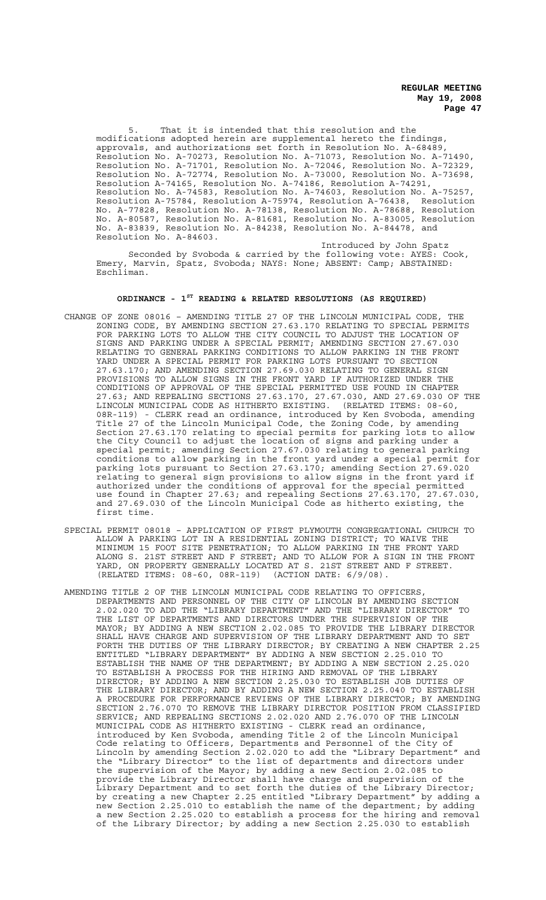5. That it is intended that this resolution and the modifications adopted herein are supplemental hereto the findings, approvals, and authorizations set forth in Resolution No. A-68489, Resolution No. A-70273, Resolution No. A-71073, Resolution No. A-71490, Resolution No. A-71701, Resolution No. A-72046, Resolution No. A-72329, Resolution No. A-72774, Resolution No. A-73000, Resolution No. A-73698, Resolution A-74165, Resolution No. A-74186, Resolution A-74291, Resolution No. A-74583, Resolution No. A-74603, Resolution No. A-75257, Resolution A-75784, Resolution A-75974, Resolution A-76438, Resolution No. A-77828, Resolution No. A-78138, Resolution No. A-78688, Resolution No. A-80587, Resolution No. A-81681, Resolution No. A-83005, Resolution No. A-83839, Resolution No. A-84238, Resolution No. A-84478, and Resolution No. A-84603.

Introduced by John Spatz

Seconded by Svoboda & carried by the following vote: AYES: Cook, Emery, Marvin, Spatz, Svoboda; NAYS: None; ABSENT: Camp; ABSTAINED: Eschliman.

## ORDINANCE - 1ST READING & RELATED RESOLUTIONS (AS REQUIRED)

CHANGE OF ZONE 08016 – AMENDING TITLE 27 OF THE LINCOLN MUNICIPAL CODE, THE ZONING CODE, BY AMENDING SECTION 27.63.170 RELATING TO SPECIAL PERMITS FOR PARKING LOTS TO ALLOW THE CITY COUNCIL TO ADJUST THE LOCATION OF SIGNS AND PARKING UNDER A SPECIAL PERMIT; AMENDING SECTION 27.67.030 RELATING TO GENERAL PARKING CONDITIONS TO ALLOW PARKING IN THE FRONT YARD UNDER A SPECIAL PERMIT FOR PARKING LOTS PURSUANT TO SECTION 27.63.170; AND AMENDING SECTION 27.69.030 RELATING TO GENERAL SIGN PROVISIONS TO ALLOW SIGNS IN THE FRONT YARD IF AUTHORIZED UNDER THE CONDITIONS OF APPROVAL OF THE SPECIAL PERMITTED USE FOUND IN CHAPTER 27.63; AND REPEALING SECTIONS 27.63.170, 27.67.030, AND 27.69.030 OF THE LINCOLN MUNICIPAL CODE AS HITHERTO EXISTING. (RELATED ITEMS: 08-60, 08R-119) - CLERK read an ordinance, introduced by Ken Svoboda, amending Title 27 of the Lincoln Municipal Code, the Zoning Code, by amending Section 27.63.170 relating to special permits for parking lots to allow the City Council to adjust the location of signs and parking under a special permit; amending Section 27.67.030 relating to general parking conditions to allow parking in the front yard under a special permit for parking lots pursuant to Section 27.63.170; amending Section 27.69.020 relating to general sign provisions to allow signs in the front yard if authorized under the conditions of approval for the special permitted use found in Chapter 27.63; and repealing Sections 27.63.170, 27.67.030, and 27.69.030 of the Lincoln Municipal Code as hitherto existing, the first time.

SPECIAL PERMIT 08018 – APPLICATION OF FIRST PLYMOUTH CONGREGATIONAL CHURCH TO ALLOW A PARKING LOT IN A RESIDENTIAL ZONING DISTRICT; TO WAIVE THE MINIMUM 15 FOOT SITE PENETRATION; TO ALLOW PARKING IN THE FRONT YARD ALONG S. 21ST STREET AND F STREET; AND TO ALLOW FOR A SIGN IN THE FRONT YARD, ON PROPERTY GENERALLY LOCATED AT S. 21ST STREET AND F STREET. (RELATED ITEMS: 08-60, 08R-119) (ACTION DATE: 6/9/08).

AMENDING TITLE 2 OF THE LINCOLN MUNICIPAL CODE RELATING TO OFFICERS, DEPARTMENTS AND PERSONNEL OF THE CITY OF LINCOLN BY AMENDING SECTION 2.02.020 TO ADD THE "LIBRARY DEPARTMENT" AND THE "LIBRARY DIRECTOR" TO THE LIST OF DEPARTMENTS AND DIRECTORS UNDER THE SUPERVISION OF THE MAYOR; BY ADDING A NEW SECTION 2.02.085 TO PROVIDE THE LIBRARY DIRECTOR SHALL HAVE CHARGE AND SUPERVISION OF THE LIBRARY DEPARTMENT AND TO SET FORTH THE DUTIES OF THE LIBRARY DIRECTOR; BY CREATING A NEW CHAPTER 2.25 ENTITLED "LIBRARY DEPARTMENT" BY ADDING A NEW SECTION 2.25.010 TO ESTABLISH THE NAME OF THE DEPARTMENT; BY ADDING A NEW SECTION 2.25.020 TO ESTABLISH A PROCESS FOR THE HIRING AND REMOVAL OF THE LIBRARY DIRECTOR; BY ADDING A NEW SECTION 2.25.030 TO ESTABLISH JOB DUTIES OF THE LIBRARY DIRECTOR; AND BY ADDING A NEW SECTION 2.25.040 TO ESTABLISH A PROCEDURE FOR PERFORMANCE REVIEWS OF THE LIBRARY DIRECTOR; BY AMENDING SECTION 2.76.070 TO REMOVE THE LIBRARY DIRECTOR POSITION FROM CLASSIFIED SERVICE; AND REPEALING SECTIONS 2.02.020 AND 2.76.070 OF THE LINCOLN MUNICIPAL CODE AS HITHERTO EXISTING - CLERK read an ordinance, introduced by Ken Svoboda, amending Title 2 of the Lincoln Municipal Code relating to Officers, Departments and Personnel of the City of Lincoln by amending Section 2.02.020 to add the "Library Department" and the "Library Director" to the list of departments and directors under the supervision of the Mayor; by adding a new Section 2.02.085 to provide the Library Director shall have charge and supervision of the Library Department and to set forth the duties of the Library Director; by creating a new Chapter 2.25 entitled "Library Department" by adding a new Section 2.25.010 to establish the name of the department; by adding a new Section 2.25.020 to establish a process for the hiring and removal of the Library Director; by adding a new Section 2.25.030 to establish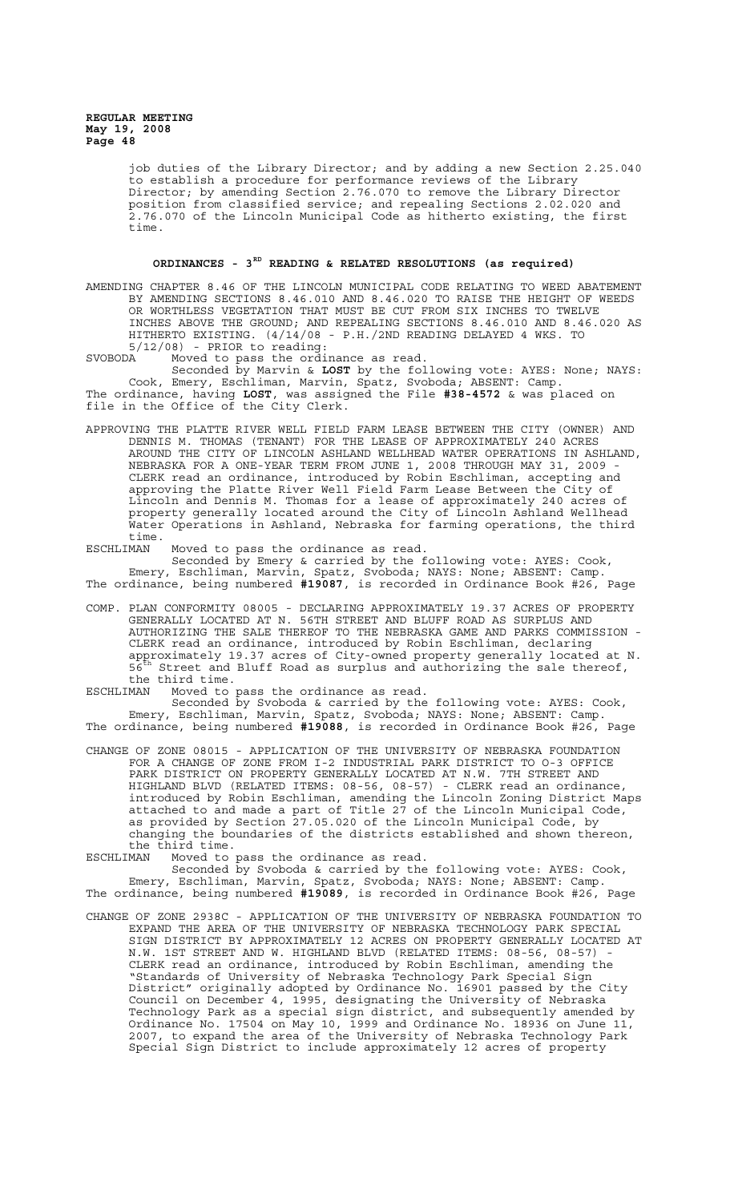job duties of the Library Director; and by adding a new Section 2.25.040 to establish a procedure for performance reviews of the Library Director; by amending Section 2.76.070 to remove the Library Director position from classified service; and repealing Sections 2.02.020 and 2.76.070 of the Lincoln Municipal Code as hitherto existing, the first time.

## ORDINANCES - 3RD READING & RELATED RESOLUTIONS (as required)

AMENDING CHAPTER 8.46 OF THE LINCOLN MUNICIPAL CODE RELATING TO WEED ABATEMENT BY AMENDING SECTIONS 8.46.010 AND 8.46.020 TO RAISE THE HEIGHT OF WEEDS OR WORTHLESS VEGETATION THAT MUST BE CUT FROM SIX INCHES TO TWELVE INCHES ABOVE THE GROUND; AND REPEALING SECTIONS 8.46.010 AND 8.46.020 AS HITHERTO EXISTING. (4/14/08 - P.H./2ND READING DELAYED 4 WKS. TO 5/12/08) - PRIOR to reading:

SVOBODA Moved to pass the ordinance as read.

Seconded by Marvin & **LOST** by the following vote: AYES: None; NAYS: Cook, Emery, Eschliman, Marvin, Spatz, Svoboda; ABSENT: Camp.

The ordinance, having **LOST**, was assigned the File **#38-4572** & was placed on file in the Office of the City Clerk.

APPROVING THE PLATTE RIVER WELL FIELD FARM LEASE BETWEEN THE CITY (OWNER) AND DENNIS M. THOMAS (TENANT) FOR THE LEASE OF APPROXIMATELY 240 ACRES AROUND THE CITY OF LINCOLN ASHLAND WELLHEAD WATER OPERATIONS IN ASHLAND, NEBRASKA FOR A ONE-YEAR TERM FROM JUNE 1, 2008 THROUGH MAY 31, 2009 - CLERK read an ordinance, introduced by Robin Eschliman, accepting and approving the Platte River Well Field Farm Lease Between the City of Lincoln and Dennis M. Thomas for a lease of approximately 240 acres of property generally located around the City of Lincoln Ashland Wellhead Water Operations in Ashland, Nebraska for farming operations, the third time.

ESCHLIMAN Moved to pass the ordinance as read.

Seconded by Emery & carried by the following vote: AYES: Cook, Emery, Eschliman, Marvin, Spatz, Svoboda; NAYS: None; ABSENT: Camp.

The ordinance, being numbered **#19087**, is recorded in Ordinance Book #26, Page

COMP. PLAN CONFORMITY 08005 - DECLARING APPROXIMATELY 19.37 ACRES OF PROPERTY GENERALLY LOCATED AT N. 56TH STREET AND BLUFF ROAD AS SURPLUS AND AUTHORIZING THE SALE THEREOF TO THE NEBRASKA GAME AND PARKS COMMISSION - CLERK read an ordinance, introduced by Robin Eschliman, declaring approximately 19.37 acres of City-owned property generally located at N. 56th Street and Bluff Road as surplus and authorizing the sale thereof, the third time.

ESCHLIMAN Moved to pass the ordinance as read.

Seconded by Svoboda & carried by the following vote: AYES: Cook, Emery, Eschliman, Marvin, Spatz, Svoboda; NAYS: None; ABSENT: Camp.

The ordinance, being numbered **#19088**, is recorded in Ordinance Book #26, Page

CHANGE OF ZONE 08015 - APPLICATION OF THE UNIVERSITY OF NEBRASKA FOUNDATION FOR A CHANGE OF ZONE FROM I-2 INDUSTRIAL PARK DISTRICT TO O-3 OFFICE PARK DISTRICT ON PROPERTY GENERALLY LOCATED AT N.W. 7TH STREET AND HIGHLAND BLVD (RELATED ITEMS: 08-56, 08-57) - CLERK read an ordinance, introduced by Robin Eschliman, amending the Lincoln Zoning District Maps attached to and made a part of Title 27 of the Lincoln Municipal Code, as provided by Section 27.05.020 of the Lincoln Municipal Code, by changing the boundaries of the districts established and shown thereon, the third time.

ESCHLIMAN Moved to pass the ordinance as read.

Seconded by Svoboda & carried by the following vote: AYES: Cook, Emery, Eschliman, Marvin, Spatz, Svoboda; NAYS: None; ABSENT: Camp.

The ordinance, being numbered **#19089**, is recorded in Ordinance Book #26, Page

CHANGE OF ZONE 2938C - APPLICATION OF THE UNIVERSITY OF NEBRASKA FOUNDATION TO EXPAND THE AREA OF THE UNIVERSITY OF NEBRASKA TECHNOLOGY PARK SPECIAL SIGN DISTRICT BY APPROXIMATELY 12 ACRES ON PROPERTY GENERALLY LOCATED AT N.W. 1ST STREET AND W. HIGHLAND BLVD (RELATED ITEMS: 08-56, 08-57) - CLERK read an ordinance, introduced by Robin Eschliman, amending the "Standards of University of Nebraska Technology Park Special Sign District" originally adopted by Ordinance No. 16901 passed by the City Council on December 4, 1995, designating the University of Nebraska Technology Park as a special sign district, and subsequently amended by Ordinance No. 17504 on May 10, 1999 and Ordinance No. 18936 on June 11, 2007, to expand the area of the University of Nebraska Technology Park Special Sign District to include approximately 12 acres of property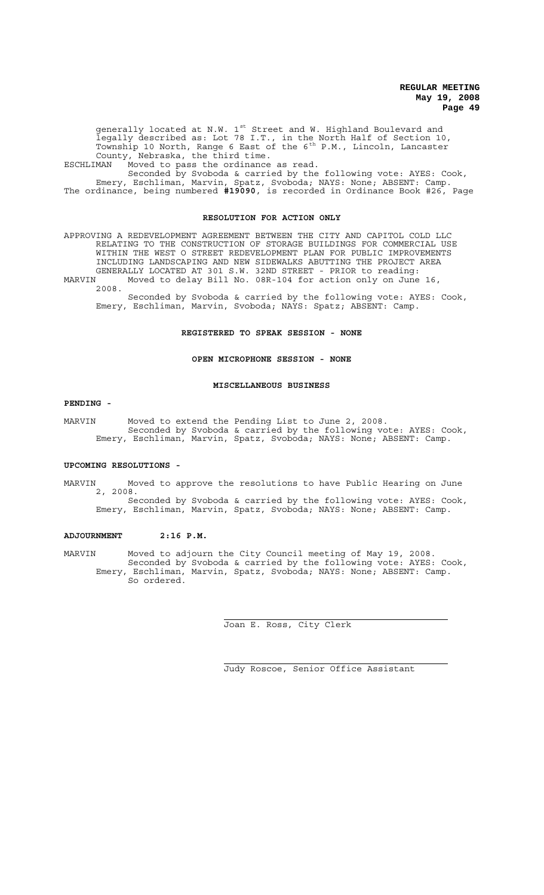generally located at N.W. 1st Street and W. Highland Boulevard and legally described as: Lot 78 I.T., in the North Half of Section 10, Township 10 North, Range 6 East of the 6th P.M., Lincoln, Lancaster County, Nebraska, the third time.

ESCHLIMAN Moved to pass the ordinance as read.

Seconded by Svoboda & carried by the following vote: AYES: Cook, Emery, Eschliman, Marvin, Spatz, Svoboda; NAYS: None; ABSENT: Camp.

The ordinance, being numbered **#19090**, is recorded in Ordinance Book #26, Page

## RESOLUTION FOR ACTION ONLY

APPROVING A REDEVELOPMENT AGREEMENT BETWEEN THE CITY AND CAPITOL COLD LLC RELATING TO THE CONSTRUCTION OF STORAGE BUILDINGS FOR COMMERCIAL USE WITHIN THE WEST O STREET REDEVELOPMENT PLAN FOR PUBLIC IMPROVEMENTS INCLUDING LANDSCAPING AND NEW SIDEWALKS ABUTTING THE PROJECT AREA GENERALLY LOCATED AT 301 S.W. 32ND STREET - PRIOR to reading:

MARVIN Moved to delay Bill No. 08R-104 for action only on June 16, 2008.

Seconded by Svoboda & carried by the following vote: AYES: Cook, Emery, Eschliman, Marvin, Svoboda; NAYS: Spatz; ABSENT: Camp.

## REGISTERED TO SPEAK SESSION - NONE

## OPEN MICROPHONE SESSION - NONE

## MISCELLANEOUS BUSINESS

**PENDING -**

MARVIN Moved to extend the Pending List to June 2, 2008.

Seconded by Svoboda & carried by the following vote: AYES: Cook, Emery, Eschliman, Marvin, Spatz, Svoboda; NAYS: None; ABSENT: Camp.

**UPCOMING RESOLUTIONS -**

MARVIN Moved to approve the resolutions to have Public Hearing on June 2, 2008.

Seconded by Svoboda & carried by the following vote: AYES: Cook, Emery, Eschliman, Marvin, Spatz, Svoboda; NAYS: None; ABSENT: Camp.

**ADJOURNMENT 2:16 P.M.**

MARVIN Moved to adjourn the City Council meeting of May 19, 2008.

Seconded by Svoboda & carried by the following vote: AYES: Cook, Emery, Eschliman, Marvin, Spatz, Svoboda; NAYS: None; ABSENT: Camp.

So ordered.

Joan E. Ross, City Clerk

Judy Roscoe, Senior Office Assistant